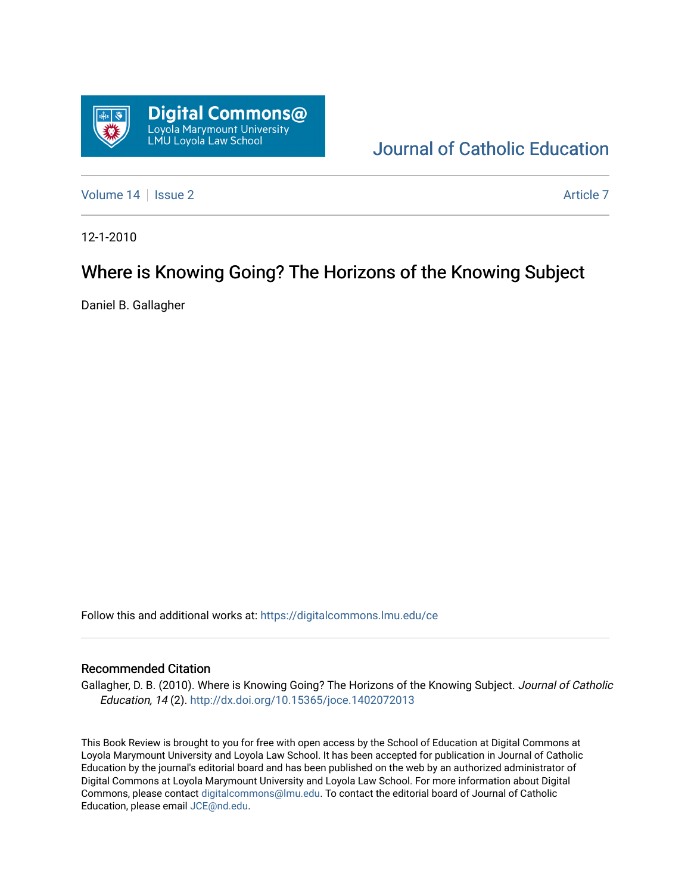Digital Commons@ Loyola Marymount University LMU Loyola Law School

Journal of Catholic Education

Volume 14 | Issue 2 | Article 7

12-1-2010

# Where is Knowing Going? The Horizons of the Knowing Subject

Daniel B. Gallagher

Follow this and additional works at: https://digitalcommons.lmu.edu/ce

## Recommended Citation

Gallagher, D. B. (2010). Where is Knowing Going? The Horizons of the Knowing Subject. *Journal of Catholic Education, 14* (2). http://dx.doi.org/10.15365/joce.1402072013

This Book Review is brought to you for free with open access by the School of Education at Digital Commons at Loyola Marymount University and Loyola Law School. It has been accepted for publication in Journal of Catholic Education by the journal's editorial board and has been published on the web by an authorized administrator of Digital Commons at Loyola Marymount University and Loyola Law School. For more information about Digital Commons, please contact digitalcommons@lmu.edu. To contact the editorial board of Journal of Catholic Education, please email JCE@nd.edu.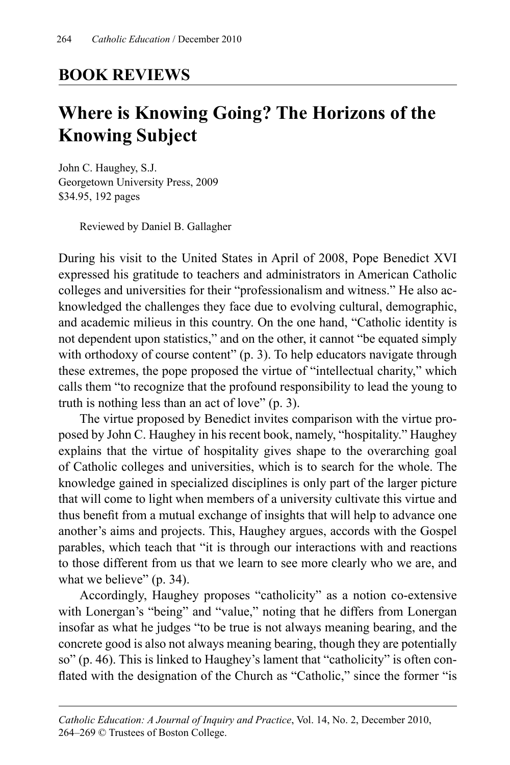## BOOK REVIEWS

# Where is Knowing Going? The Horizons of the Knowing Subject

John C. Haughey, S.J.
Georgetown University Press, 2009
$34.95, 192 pages

Reviewed by Daniel B. Gallagher

During his visit to the United States in April of 2008, Pope Benedict XVI expressed his gratitude to teachers and administrators in American Catholic colleges and universities for their "professionalism and witness." He also acknowledged the challenges they face due to evolving cultural, demographic, and academic milieus in this country. On the one hand, "Catholic identity is not dependent upon statistics," and on the other, it cannot "be equated simply with orthodoxy of course content" (p. 3). To help educators navigate through these extremes, the pope proposed the virtue of "intellectual charity," which calls them "to recognize that the profound responsibility to lead the young to truth is nothing less than an act of love" (p. 3).

The virtue proposed by Benedict invites comparison with the virtue proposed by John C. Haughey in his recent book, namely, "hospitality." Haughey explains that the virtue of hospitality gives shape to the overarching goal of Catholic colleges and universities, which is to search for the whole. The knowledge gained in specialized disciplines is only part of the larger picture that will come to light when members of a university cultivate this virtue and thus benefit from a mutual exchange of insights that will help to advance one another's aims and projects. This, Haughey argues, accords with the Gospel parables, which teach that "it is through our interactions with and reactions to those different from us that we learn to see more clearly who we are, and what we believe" (p. 34).

Accordingly, Haughey proposes "catholicity" as a notion co-extensive with Lonergan's "being" and "value," noting that he differs from Lonergan insofar as what he judges "to be true is not always meaning bearing, and the concrete good is also not always meaning bearing, though they are potentially so" (p. 46). This is linked to Haughey's lament that "catholicity" is often conflated with the designation of the Church as "Catholic," since the former "is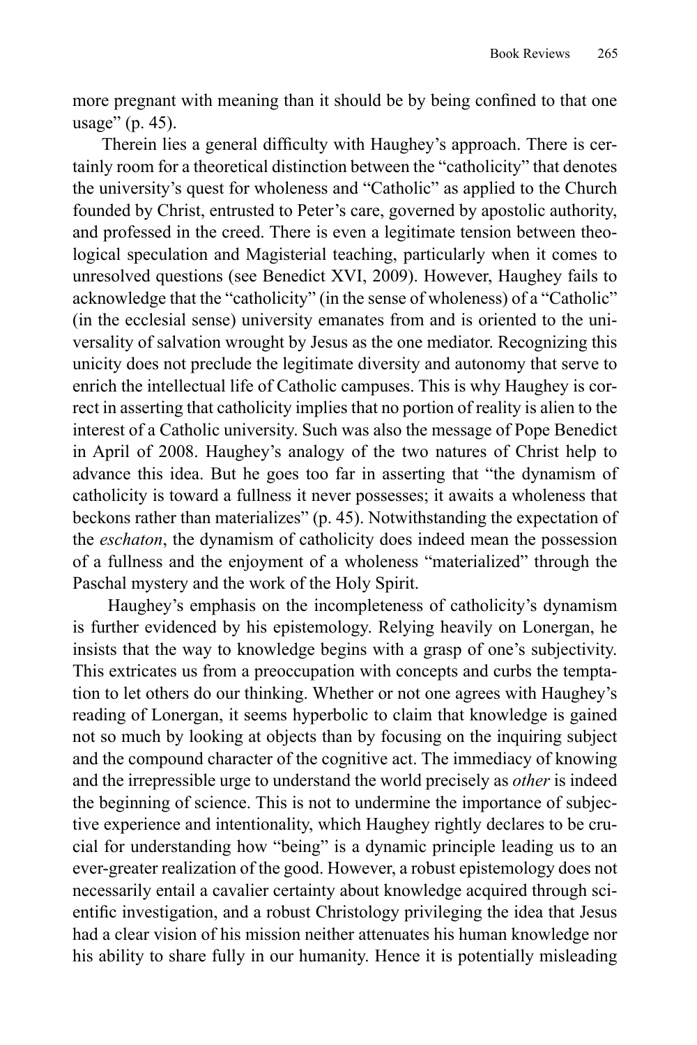more pregnant with meaning than it should be by being confined to that one usage" (p. 45).

Therein lies a general difficulty with Haughey's approach. There is certainly room for a theoretical distinction between the "catholicity" that denotes the university's quest for wholeness and "Catholic" as applied to the Church founded by Christ, entrusted to Peter's care, governed by apostolic authority, and professed in the creed. There is even a legitimate tension between theological speculation and Magisterial teaching, particularly when it comes to unresolved questions (see Benedict XVI, 2009). However, Haughey fails to acknowledge that the "catholicity" (in the sense of wholeness) of a "Catholic" (in the ecclesial sense) university emanates from and is oriented to the universality of salvation wrought by Jesus as the one mediator. Recognizing this unicity does not preclude the legitimate diversity and autonomy that serve to enrich the intellectual life of Catholic campuses. This is why Haughey is correct in asserting that catholicity implies that no portion of reality is alien to the interest of a Catholic university. Such was also the message of Pope Benedict in April of 2008. Haughey's analogy of the two natures of Christ help to advance this idea. But he goes too far in asserting that "the dynamism of catholicity is toward a fullness it never possesses; it awaits a wholeness that beckons rather than materializes" (p. 45). Notwithstanding the expectation of the *eschaton*, the dynamism of catholicity does indeed mean the possession of a fullness and the enjoyment of a wholeness "materialized" through the Paschal mystery and the work of the Holy Spirit.

Haughey's emphasis on the incompleteness of catholicity's dynamism is further evidenced by his epistemology. Relying heavily on Lonergan, he insists that the way to knowledge begins with a grasp of one's subjectivity. This extricates us from a preoccupation with concepts and curbs the temptation to let others do our thinking. Whether or not one agrees with Haughey's reading of Lonergan, it seems hyperbolic to claim that knowledge is gained not so much by looking at objects than by focusing on the inquiring subject and the compound character of the cognitive act. The immediacy of knowing and the irrepressible urge to understand the world precisely as *other* is indeed the beginning of science. This is not to undermine the importance of subjective experience and intentionality, which Haughey rightly declares to be crucial for understanding how "being" is a dynamic principle leading us to an ever-greater realization of the good. However, a robust epistemology does not necessarily entail a cavalier certainty about knowledge acquired through scientific investigation, and a robust Christology privileging the idea that Jesus had a clear vision of his mission neither attenuates his human knowledge nor his ability to share fully in our humanity. Hence it is potentially misleading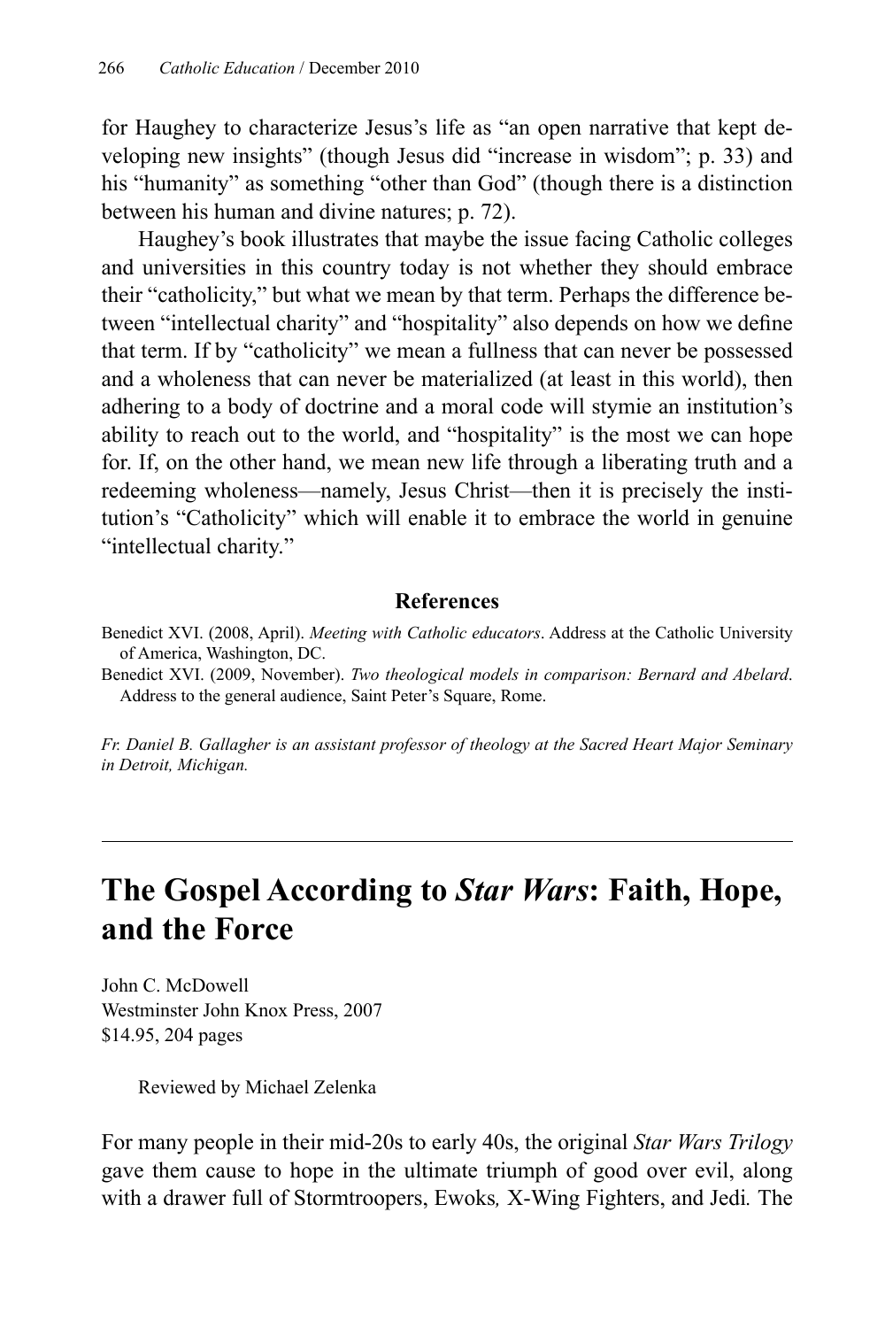for Haughey to characterize Jesus's life as "an open narrative that kept developing new insights" (though Jesus did "increase in wisdom"; p. 33) and his "humanity" as something "other than God" (though there is a distinction between his human and divine natures; p. 72).

Haughey's book illustrates that maybe the issue facing Catholic colleges and universities in this country today is not whether they should embrace their "catholicity," but what we mean by that term. Perhaps the difference between "intellectual charity" and "hospitality" also depends on how we define that term. If by "catholicity" we mean a fullness that can never be possessed and a wholeness that can never be materialized (at least in this world), then adhering to a body of doctrine and a moral code will stymie an institution's ability to reach out to the world, and "hospitality" is the most we can hope for. If, on the other hand, we mean new life through a liberating truth and a redeeming wholeness—namely, Jesus Christ—then it is precisely the institution's "Catholicity" which will enable it to embrace the world in genuine "intellectual charity."

### References

Benedict XVI. (2008, April). *Meeting with Catholic educators*. Address at the Catholic University of America, Washington, DC.

Benedict XVI. (2009, November). *Two theological models in comparison: Bernard and Abelard*. Address to the general audience, Saint Peter's Square, Rome.

*Fr. Daniel B. Gallagher is an assistant professor of theology at the Sacred Heart Major Seminary in Detroit, Michigan.*

---

## The Gospel According to *Star Wars*: Faith, Hope, and the Force

John C. McDowell
Westminster John Knox Press, 2007
$14.95, 204 pages

Reviewed by Michael Zelenka

For many people in their mid-20s to early 40s, the original *Star Wars Trilogy* gave them cause to hope in the ultimate triumph of good over evil, along with a drawer full of Stormtroopers, Ewoks, X-Wing Fighters, and Jedi. The